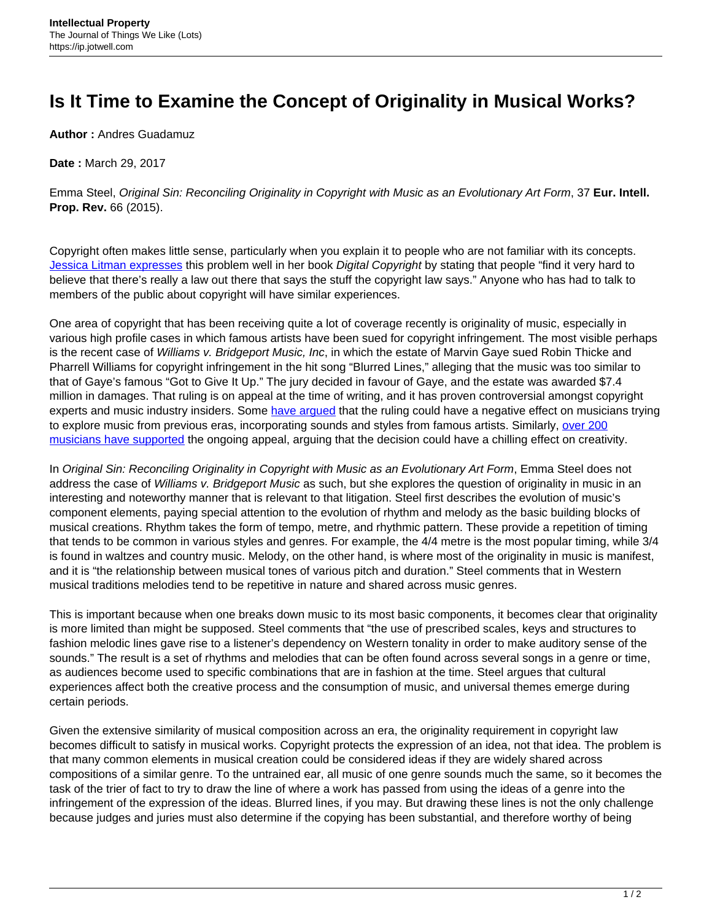# Is It Time to Examine the Concept of Originality in Musical Works?

**Author :** Andres Guadamuz

**Date :** March 29, 2017

Emma Steel, *Original Sin: Reconciling Originality in Copyright with Music as an Evolutionary Art Form*, 37 **Eur. Intell. Prop. Rev.** 66 (2015).

Copyright often makes little sense, particularly when you explain it to people who are not familiar with its concepts. Jessica Litman expresses this problem well in her book *Digital Copyright* by stating that people "find it very hard to believe that there's really a law out there that says the stuff the copyright law says." Anyone who has had to talk to members of the public about copyright will have similar experiences.

One area of copyright that has been receiving quite a lot of coverage recently is originality of music, especially in various high profile cases in which famous artists have been sued for copyright infringement. The most visible perhaps is the recent case of *Williams v. Bridgeport Music, Inc*, in which the estate of Marvin Gaye sued Robin Thicke and Pharrell Williams for copyright infringement in the hit song "Blurred Lines," alleging that the music was too similar to that of Gaye's famous "Got to Give It Up." The jury decided in favour of Gaye, and the estate was awarded $7.4 million in damages. That ruling is on appeal at the time of writing, and it has proven controversial amongst copyright experts and music industry insiders. Some have argued that the ruling could have a negative effect on musicians trying to explore music from previous eras, incorporating sounds and styles from famous artists. Similarly, over 200 musicians have supported the ongoing appeal, arguing that the decision could have a chilling effect on creativity.

In *Original Sin: Reconciling Originality in Copyright with Music as an Evolutionary Art Form*, Emma Steel does not address the case of *Williams v. Bridgeport Music* as such, but she explores the question of originality in music in an interesting and noteworthy manner that is relevant to that litigation. Steel first describes the evolution of music's component elements, paying special attention to the evolution of rhythm and melody as the basic building blocks of musical creations. Rhythm takes the form of tempo, metre, and rhythmic pattern. These provide a repetition of timing that tends to be common in various styles and genres. For example, the 4/4 metre is the most popular timing, while 3/4 is found in waltzes and country music. Melody, on the other hand, is where most of the originality in music is manifest, and it is "the relationship between musical tones of various pitch and duration." Steel comments that in Western musical traditions melodies tend to be repetitive in nature and shared across music genres.

This is important because when one breaks down music to its most basic components, it becomes clear that originality is more limited than might be supposed. Steel comments that "the use of prescribed scales, keys and structures to fashion melodic lines gave rise to a listener's dependency on Western tonality in order to make auditory sense of the sounds." The result is a set of rhythms and melodies that can be often found across several songs in a genre or time, as audiences become used to specific combinations that are in fashion at the time. Steel argues that cultural experiences affect both the creative process and the consumption of music, and universal themes emerge during certain periods.

Given the extensive similarity of musical composition across an era, the originality requirement in copyright law becomes difficult to satisfy in musical works. Copyright protects the expression of an idea, not that idea. The problem is that many common elements in musical creation could be considered ideas if they are widely shared across compositions of a similar genre. To the untrained ear, all music of one genre sounds much the same, so it becomes the task of the trier of fact to try to draw the line of where a work has passed from using the ideas of a genre into the infringement of the expression of the ideas. Blurred lines, if you may. But drawing these lines is not the only challenge because judges and juries must also determine if the copying has been substantial, and therefore worthy of being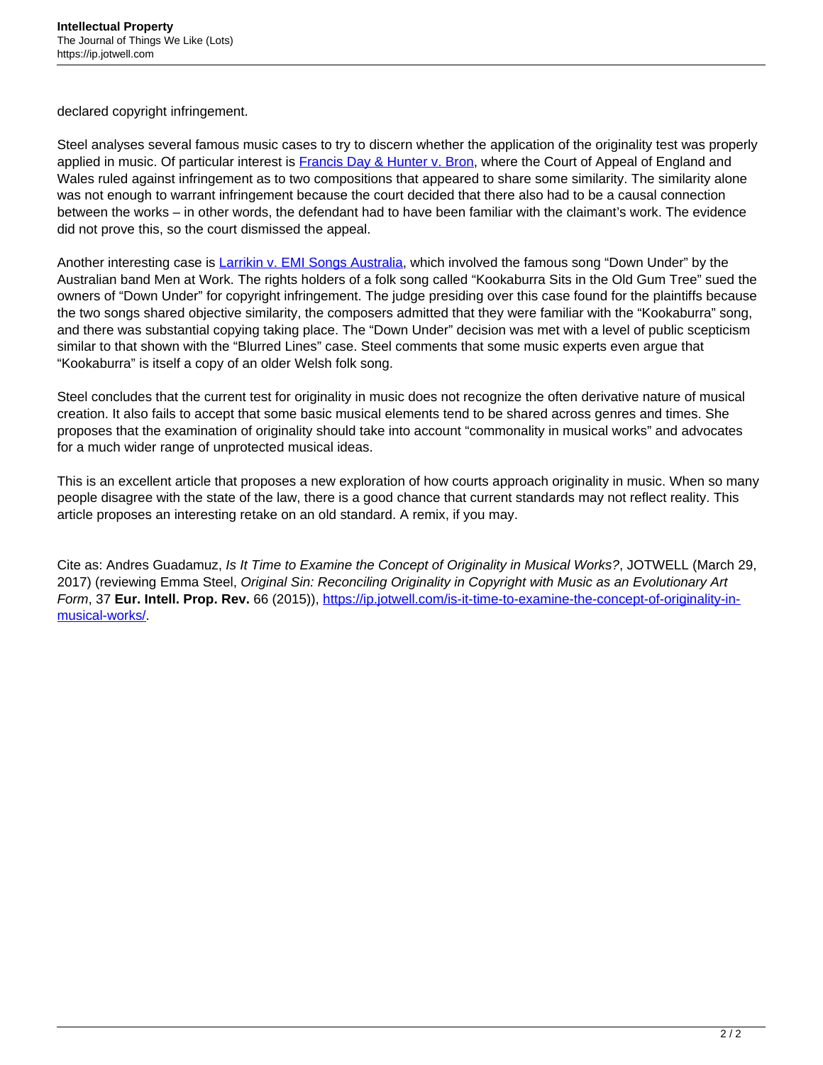declared copyright infringement.

Steel analyses several famous music cases to try to discern whether the application of the originality test was properly applied in music. Of particular interest is [Francis Day & Hunter v. Bron](), where the Court of Appeal of England and Wales ruled against infringement as to two compositions that appeared to share some similarity. The similarity alone was not enough to warrant infringement because the court decided that there also had to be a causal connection between the works – in other words, the defendant had to have been familiar with the claimant's work. The evidence did not prove this, so the court dismissed the appeal.

Another interesting case is [Larrikin v. EMI Songs Australia](), which involved the famous song "Down Under" by the Australian band Men at Work. The rights holders of a folk song called "Kookaburra Sits in the Old Gum Tree" sued the owners of "Down Under" for copyright infringement. The judge presiding over this case found for the plaintiffs because the two songs shared objective similarity, the composers admitted that they were familiar with the "Kookaburra" song, and there was substantial copying taking place. The "Down Under" decision was met with a level of public scepticism similar to that shown with the "Blurred Lines" case. Steel comments that some music experts even argue that "Kookaburra" is itself a copy of an older Welsh folk song.

Steel concludes that the current test for originality in music does not recognize the often derivative nature of musical creation. It also fails to accept that some basic musical elements tend to be shared across genres and times. She proposes that the examination of originality should take into account "commonality in musical works" and advocates for a much wider range of unprotected musical ideas.

This is an excellent article that proposes a new exploration of how courts approach originality in music. When so many people disagree with the state of the law, there is a good chance that current standards may not reflect reality. This article proposes an interesting retake on an old standard. A remix, if you may.

Cite as: Andres Guadamuz, *Is It Time to Examine the Concept of Originality in Musical Works?*, JOTWELL (March 29, 2017) (reviewing Emma Steel, *Original Sin: Reconciling Originality in Copyright with Music as an Evolutionary Art Form*, 37 **Eur. Intell. Prop. Rev.** 66 (2015)), [https://ip.jotwell.com/is-it-time-to-examine-the-concept-of-originality-in-musical-works/](https://ip.jotwell.com/is-it-time-to-examine-the-concept-of-originality-in-musical-works/).